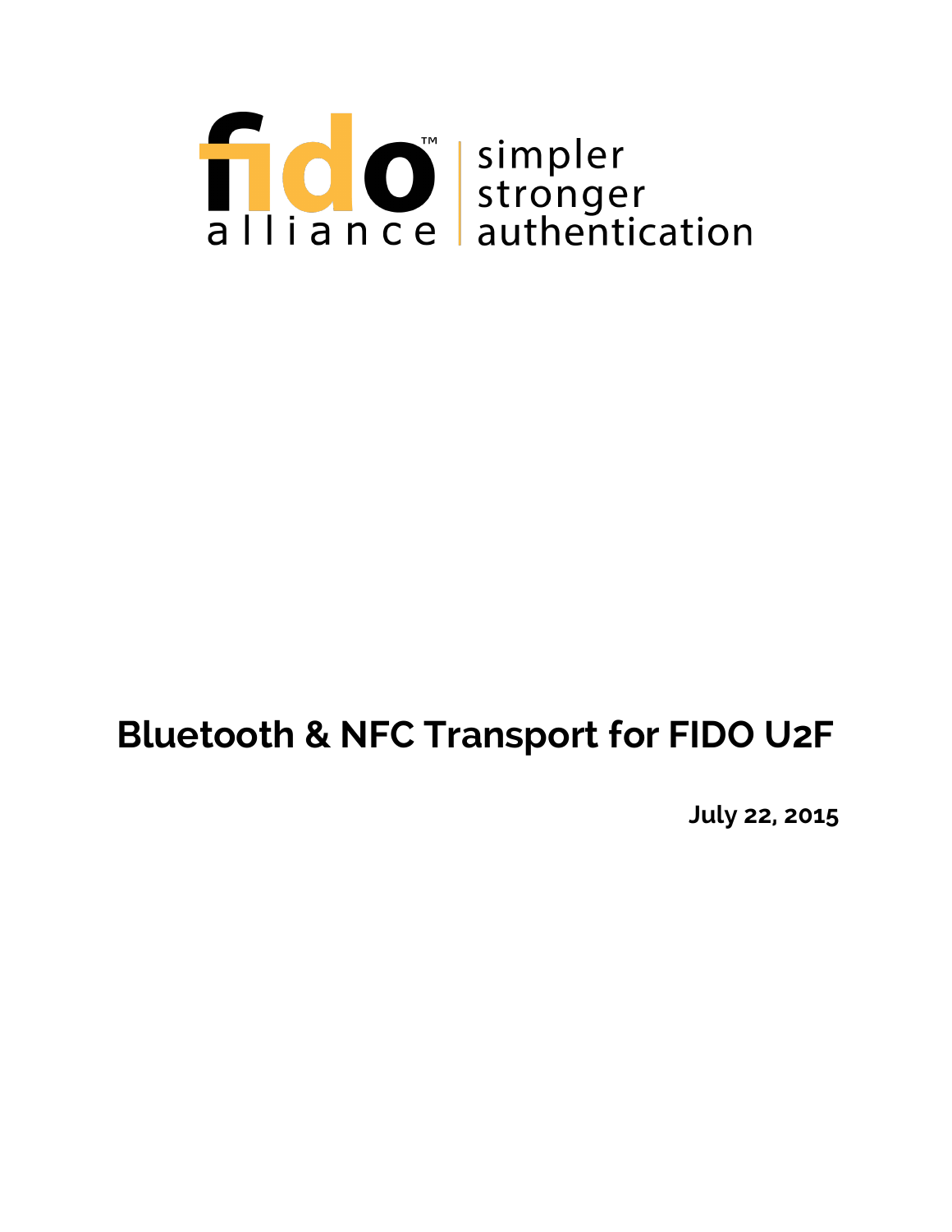fido alliance | simpler stronger authentication

# Bluetooth & NFC Transport for FIDO U2F

**July 22, 2015**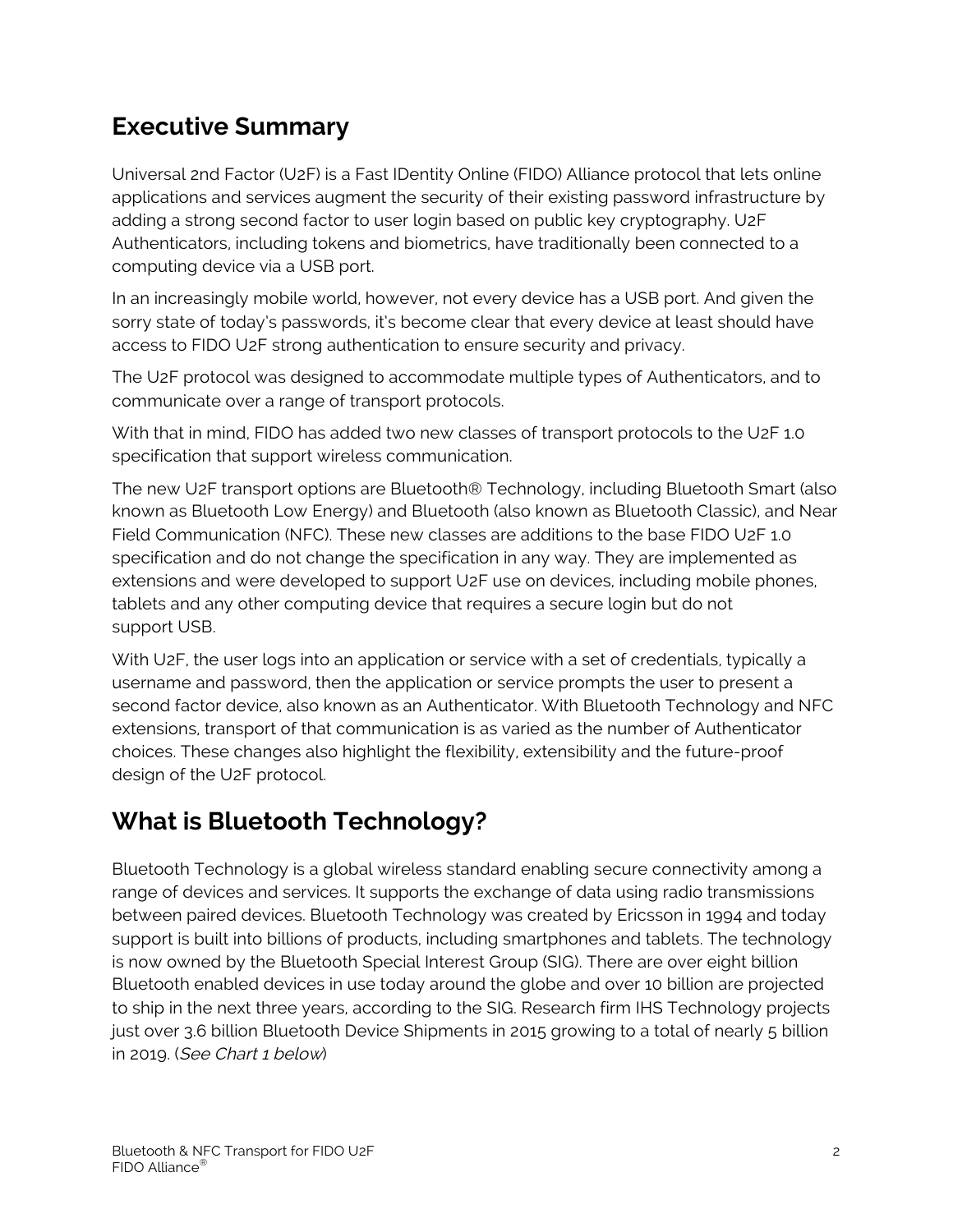## Executive Summary

Universal 2nd Factor (U2F) is a Fast IDentity Online (FIDO) Alliance protocol that lets online applications and services augment the security of their existing password infrastructure by adding a strong second factor to user login based on public key cryptography. U2F Authenticators, including tokens and biometrics, have traditionally been connected to a computing device via a USB port.

In an increasingly mobile world, however, not every device has a USB port. And given the sorry state of today's passwords, it's become clear that every device at least should have access to FIDO U2F strong authentication to ensure security and privacy.

The U2F protocol was designed to accommodate multiple types of Authenticators, and to communicate over a range of transport protocols.

With that in mind, FIDO has added two new classes of transport protocols to the U2F 1.0 specification that support wireless communication.

The new U2F transport options are Bluetooth® Technology, including Bluetooth Smart (also known as Bluetooth Low Energy) and Bluetooth (also known as Bluetooth Classic), and Near Field Communication (NFC). These new classes are additions to the base FIDO U2F 1.0 specification and do not change the specification in any way. They are implemented as extensions and were developed to support U2F use on devices, including mobile phones, tablets and any other computing device that requires a secure login but do not support USB.

With U2F, the user logs into an application or service with a set of credentials, typically a username and password, then the application or service prompts the user to present a second factor device, also known as an Authenticator. With Bluetooth Technology and NFC extensions, transport of that communication is as varied as the number of Authenticator choices. These changes also highlight the flexibility, extensibility and the future-proof design of the U2F protocol.

## What is Bluetooth Technology?

Bluetooth Technology is a global wireless standard enabling secure connectivity among a range of devices and services. It supports the exchange of data using radio transmissions between paired devices. Bluetooth Technology was created by Ericsson in 1994 and today support is built into billions of products, including smartphones and tablets. The technology is now owned by the Bluetooth Special Interest Group (SIG). There are over eight billion Bluetooth enabled devices in use today around the globe and over 10 billion are projected to ship in the next three years, according to the SIG. Research firm IHS Technology projects just over 3.6 billion Bluetooth Device Shipments in 2015 growing to a total of nearly 5 billion in 2019. (*See Chart 1 below*)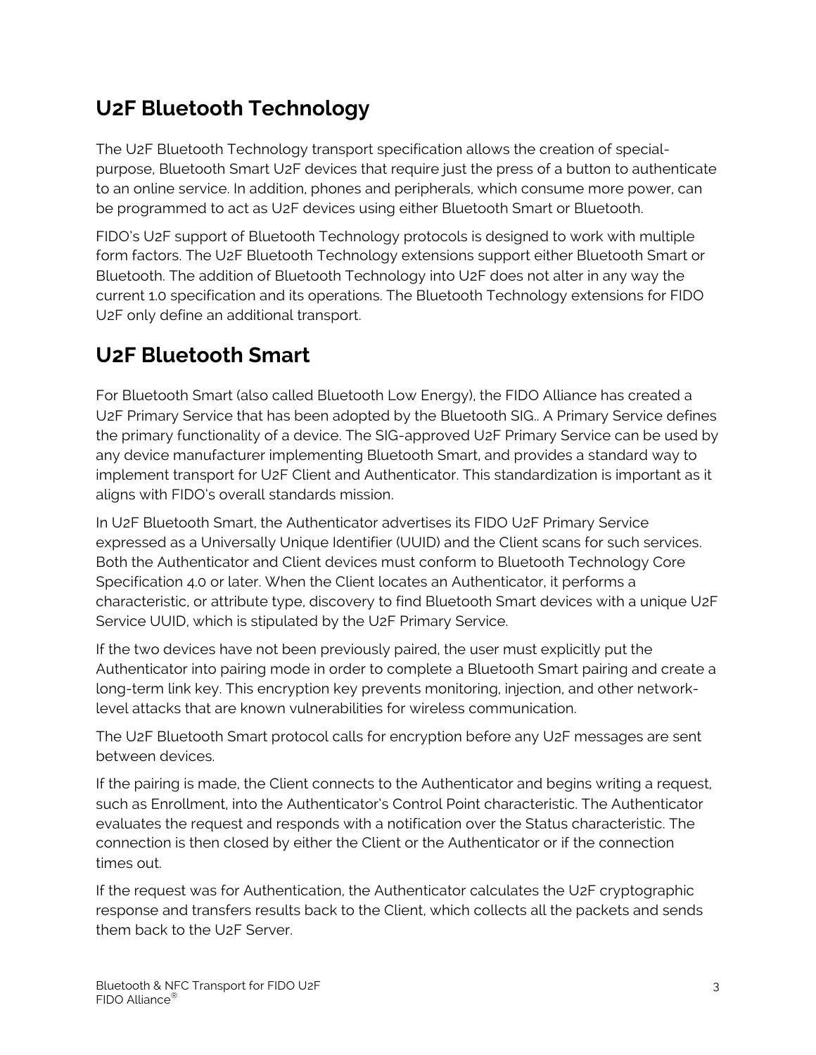## U2F Bluetooth Technology

The U2F Bluetooth Technology transport specification allows the creation of special-purpose, Bluetooth Smart U2F devices that require just the press of a button to authenticate to an online service. In addition, phones and peripherals, which consume more power, can be programmed to act as U2F devices using either Bluetooth Smart or Bluetooth.

FIDO's U2F support of Bluetooth Technology protocols is designed to work with multiple form factors. The U2F Bluetooth Technology extensions support either Bluetooth Smart or Bluetooth. The addition of Bluetooth Technology into U2F does not alter in any way the current 1.0 specification and its operations. The Bluetooth Technology extensions for FIDO U2F only define an additional transport.

## U2F Bluetooth Smart

For Bluetooth Smart (also called Bluetooth Low Energy), the FIDO Alliance has created a U2F Primary Service that has been adopted by the Bluetooth SIG.. A Primary Service defines the primary functionality of a device. The SIG-approved U2F Primary Service can be used by any device manufacturer implementing Bluetooth Smart, and provides a standard way to implement transport for U2F Client and Authenticator. This standardization is important as it aligns with FIDO's overall standards mission.

In U2F Bluetooth Smart, the Authenticator advertises its FIDO U2F Primary Service expressed as a Universally Unique Identifier (UUID) and the Client scans for such services. Both the Authenticator and Client devices must conform to Bluetooth Technology Core Specification 4.0 or later. When the Client locates an Authenticator, it performs a characteristic, or attribute type, discovery to find Bluetooth Smart devices with a unique U2F Service UUID, which is stipulated by the U2F Primary Service.

If the two devices have not been previously paired, the user must explicitly put the Authenticator into pairing mode in order to complete a Bluetooth Smart pairing and create a long-term link key. This encryption key prevents monitoring, injection, and other network-level attacks that are known vulnerabilities for wireless communication.

The U2F Bluetooth Smart protocol calls for encryption before any U2F messages are sent between devices.

If the pairing is made, the Client connects to the Authenticator and begins writing a request, such as Enrollment, into the Authenticator's Control Point characteristic. The Authenticator evaluates the request and responds with a notification over the Status characteristic. The connection is then closed by either the Client or the Authenticator or if the connection times out.

If the request was for Authentication, the Authenticator calculates the U2F cryptographic response and transfers results back to the Client, which collects all the packets and sends them back to the U2F Server.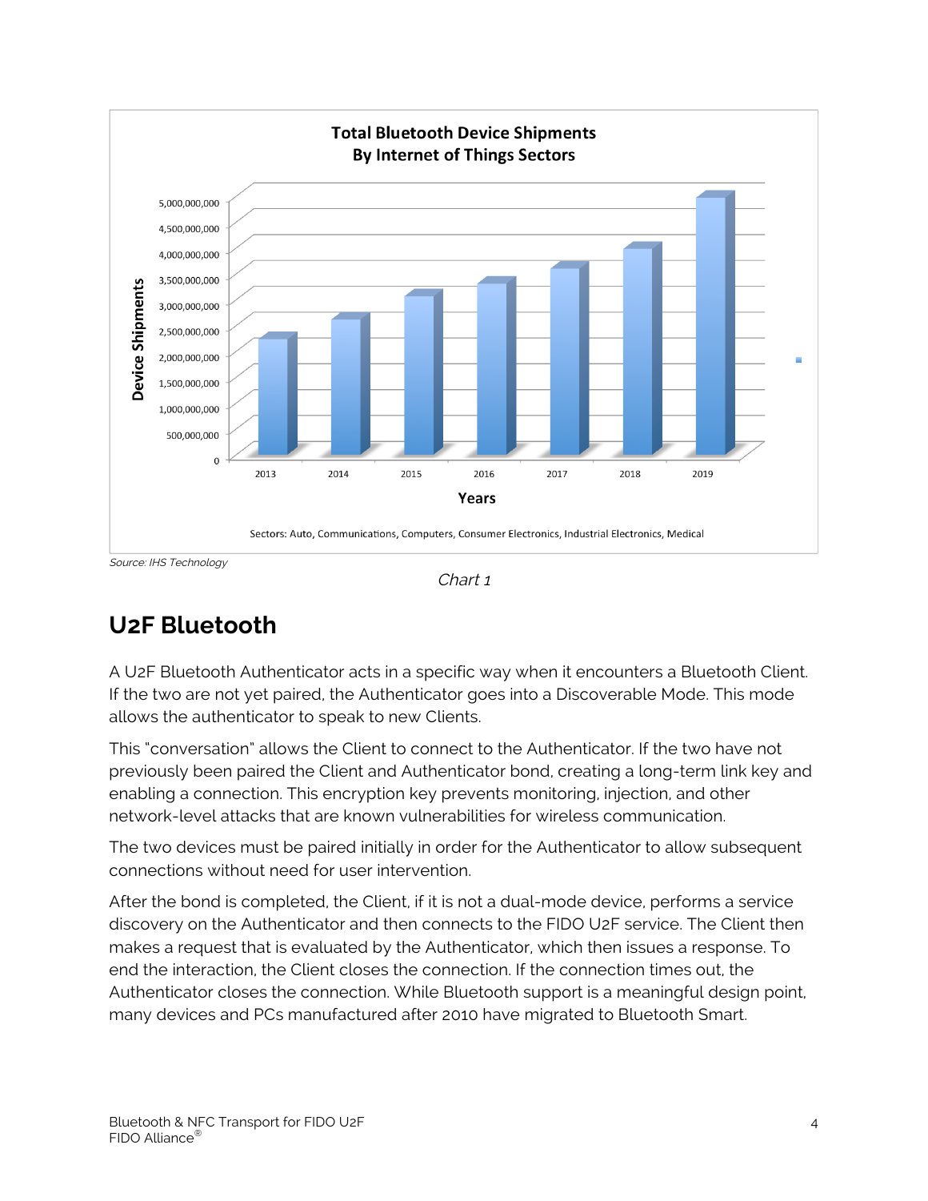Source: IHS Technology

*Chart 1*

## U2F Bluetooth

A U2F Bluetooth Authenticator acts in a specific way when it encounters a Bluetooth Client. If the two are not yet paired, the Authenticator goes into a Discoverable Mode. This mode allows the authenticator to speak to new Clients.

This "conversation" allows the Client to connect to the Authenticator. If the two have not previously been paired the Client and Authenticator bond, creating a long-term link key and enabling a connection. This encryption key prevents monitoring, injection, and other network-level attacks that are known vulnerabilities for wireless communication.

The two devices must be paired initially in order for the Authenticator to allow subsequent connections without need for user intervention.

After the bond is completed, the Client, if it is not a dual-mode device, performs a service discovery on the Authenticator and then connects to the FIDO U2F service. The Client then makes a request that is evaluated by the Authenticator, which then issues a response. To end the interaction, the Client closes the connection. If the connection times out, the Authenticator closes the connection. While Bluetooth support is a meaningful design point, many devices and PCs manufactured after 2010 have migrated to Bluetooth Smart.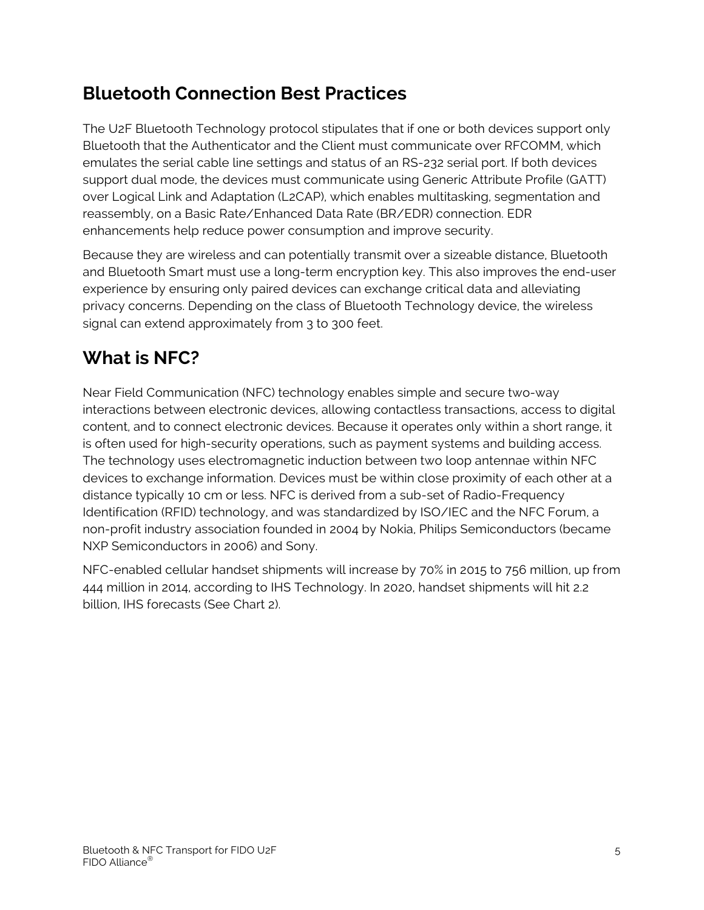## Bluetooth Connection Best Practices

The U2F Bluetooth Technology protocol stipulates that if one or both devices support only Bluetooth that the Authenticator and the Client must communicate over RFCOMM, which emulates the serial cable line settings and status of an RS-232 serial port. If both devices support dual mode, the devices must communicate using Generic Attribute Profile (GATT) over Logical Link and Adaptation (L2CAP), which enables multitasking, segmentation and reassembly, on a Basic Rate/Enhanced Data Rate (BR/EDR) connection. EDR enhancements help reduce power consumption and improve security.

Because they are wireless and can potentially transmit over a sizeable distance, Bluetooth and Bluetooth Smart must use a long-term encryption key. This also improves the end-user experience by ensuring only paired devices can exchange critical data and alleviating privacy concerns. Depending on the class of Bluetooth Technology device, the wireless signal can extend approximately from 3 to 300 feet.

## What is NFC?

Near Field Communication (NFC) technology enables simple and secure two-way interactions between electronic devices, allowing contactless transactions, access to digital content, and to connect electronic devices. Because it operates only within a short range, it is often used for high-security operations, such as payment systems and building access. The technology uses electromagnetic induction between two loop antennae within NFC devices to exchange information. Devices must be within close proximity of each other at a distance typically 10 cm or less. NFC is derived from a sub-set of Radio-Frequency Identification (RFID) technology, and was standardized by ISO/IEC and the NFC Forum, a non-profit industry association founded in 2004 by Nokia, Philips Semiconductors (became NXP Semiconductors in 2006) and Sony.

NFC-enabled cellular handset shipments will increase by 70% in 2015 to 756 million, up from 444 million in 2014, according to IHS Technology. In 2020, handset shipments will hit 2.2 billion, IHS forecasts (See Chart 2).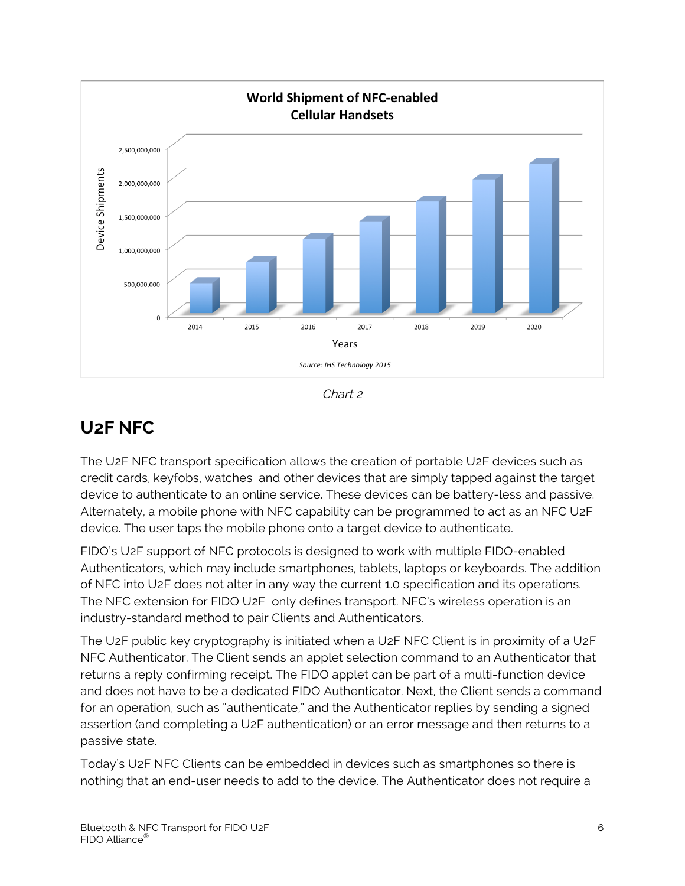World Shipment of NFC-enabled Cellular Handsets

Source: IHS Technology 2015

*Chart 2*

## U2F NFC

The U2F NFC transport specification allows the creation of portable U2F devices such as credit cards, keyfobs, watches and other devices that are simply tapped against the target device to authenticate to an online service. These devices can be battery-less and passive. Alternately, a mobile phone with NFC capability can be programmed to act as an NFC U2F device. The user taps the mobile phone onto a target device to authenticate.

FIDO's U2F support of NFC protocols is designed to work with multiple FIDO-enabled Authenticators, which may include smartphones, tablets, laptops or keyboards. The addition of NFC into U2F does not alter in any way the current 1.0 specification and its operations. The NFC extension for FIDO U2F only defines transport. NFC's wireless operation is an industry-standard method to pair Clients and Authenticators.

The U2F public key cryptography is initiated when a U2F NFC Client is in proximity of a U2F NFC Authenticator. The Client sends an applet selection command to an Authenticator that returns a reply confirming receipt. The FIDO applet can be part of a multi-function device and does not have to be a dedicated FIDO Authenticator. Next, the Client sends a command for an operation, such as "authenticate," and the Authenticator replies by sending a signed assertion (and completing a U2F authentication) or an error message and then returns to a passive state.

Today's U2F NFC Clients can be embedded in devices such as smartphones so there is nothing that an end-user needs to add to the device. The Authenticator does not require a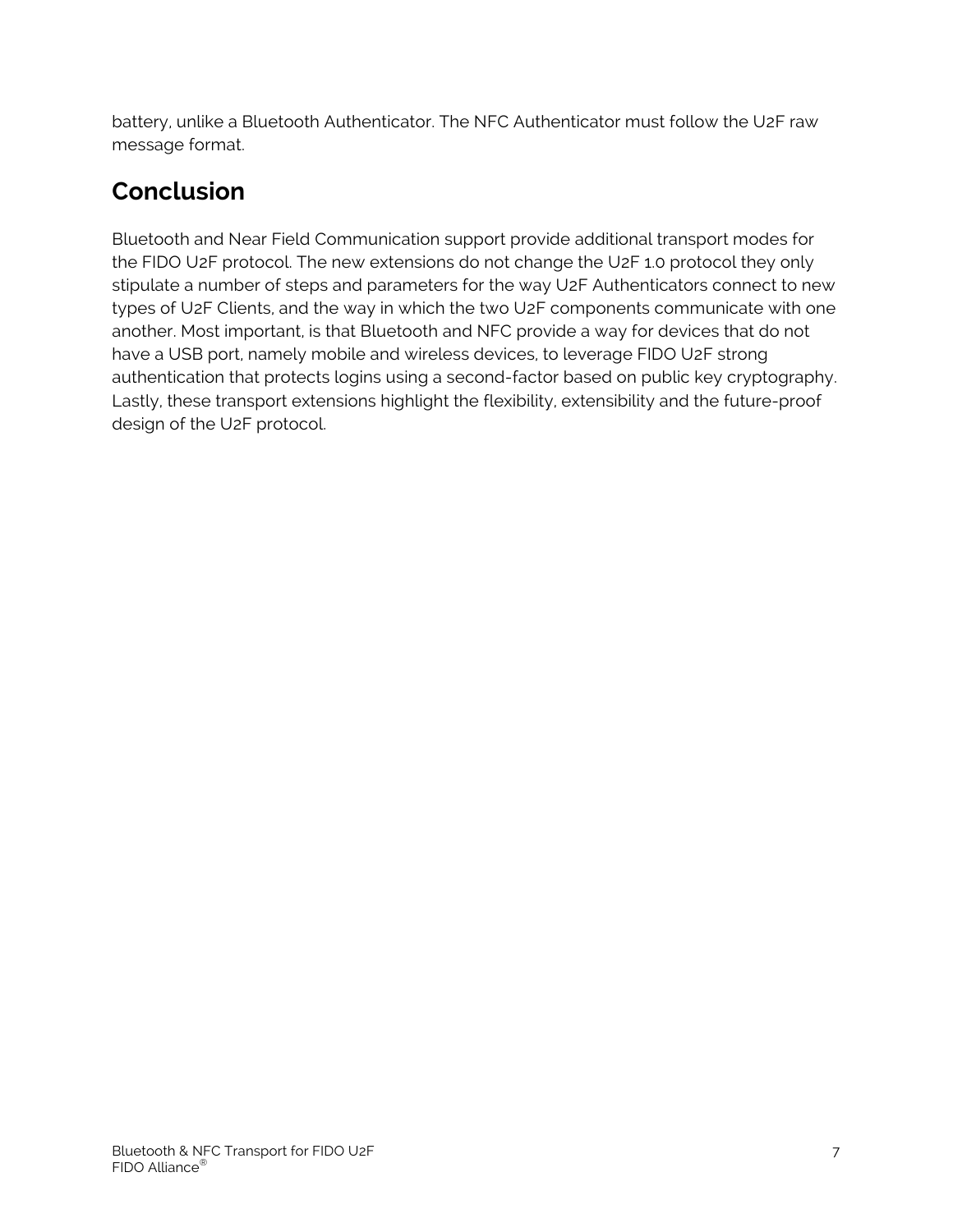battery, unlike a Bluetooth Authenticator. The NFC Authenticator must follow the U2F raw message format.

## Conclusion

Bluetooth and Near Field Communication support provide additional transport modes for the FIDO U2F protocol. The new extensions do not change the U2F 1.0 protocol they only stipulate a number of steps and parameters for the way U2F Authenticators connect to new types of U2F Clients, and the way in which the two U2F components communicate with one another. Most important, is that Bluetooth and NFC provide a way for devices that do not have a USB port, namely mobile and wireless devices, to leverage FIDO U2F strong authentication that protects logins using a second-factor based on public key cryptography. Lastly, these transport extensions highlight the flexibility, extensibility and the future-proof design of the U2F protocol.